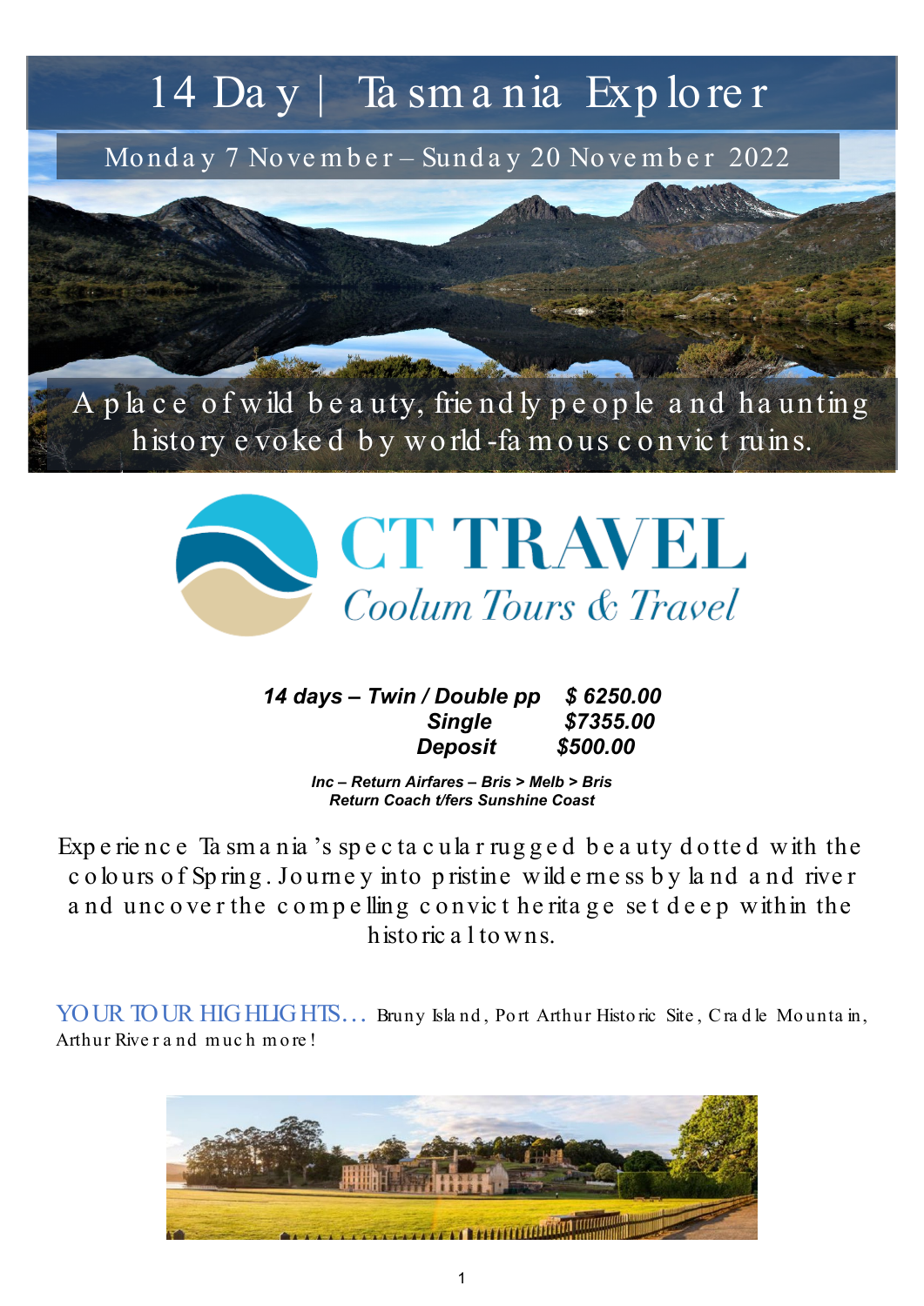# 14 Day | Tasmania Explorer

## Monday 7 November – Sunday 20 November 2022

A place of wild beauty, friendly people and haunting history evoked by world-famous convict ruins.

CT TRAVEL
*Coolum Tours & Travel*

| | |
|---|---|
| ***14 days – Twin / Double pp*** | ***$ 6250.00*** |
| ***Single*** | ***$7355.00*** |
| ***Deposit*** | ***$500.00*** |

***Inc – Return Airfares – Bris > Melb > Bris***
***Return Coach t/fers Sunshine Coast***

Experience Tasmania's spectacular rugged beauty dotted with the colours of Spring. Journey into pristine wilderness by land and river and uncover the compelling convict heritage set deep within the historical towns.

YOUR TOUR HIGHLIGHTS… Bruny Island, Port Arthur Historic Site, Cradle Mountain, Arthur River and much more!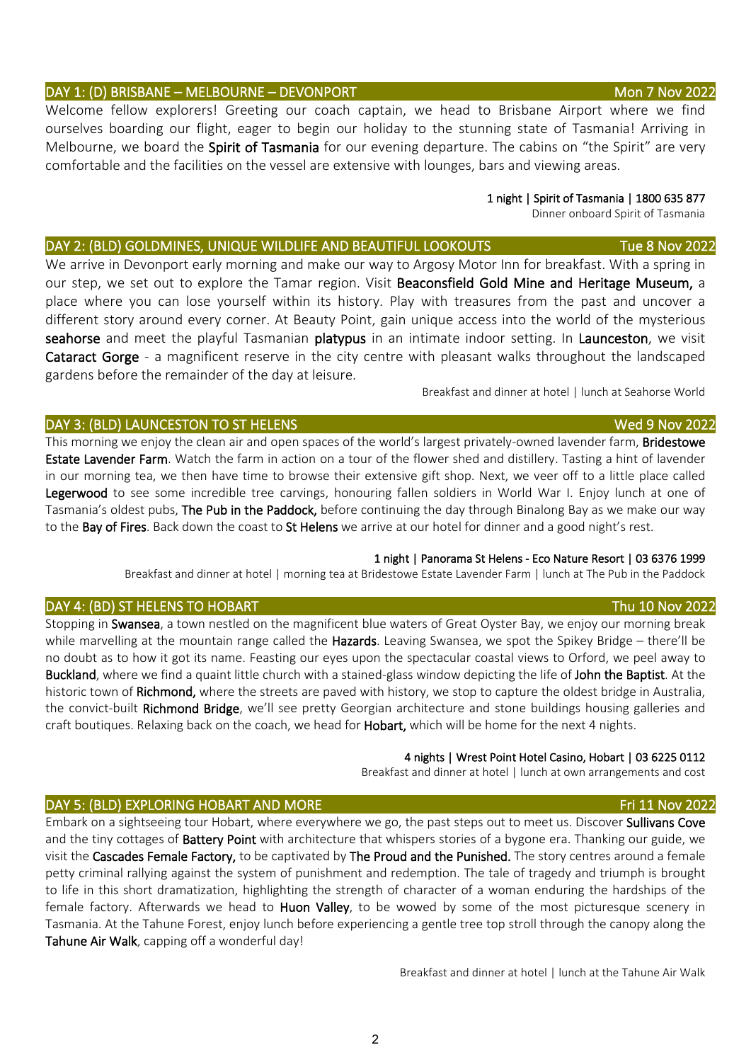## DAY 1: (D) BRISBANE – MELBOURNE – DEVONPORT — Mon 7 Nov 2022

Welcome fellow explorers! Greeting our coach captain, we head to Brisbane Airport where we find ourselves boarding our flight, eager to begin our holiday to the stunning state of Tasmania! Arriving in Melbourne, we board the **Spirit of Tasmania** for our evening departure. The cabins on "the Spirit" are very comfortable and the facilities on the vessel are extensive with lounges, bars and viewing areas.

1 night | Spirit of Tasmania | 1800 635 877
Dinner onboard Spirit of Tasmania

## DAY 2: (BLD) GOLDMINES, UNIQUE WILDLIFE AND BEAUTIFUL LOOKOUTS — Tue 8 Nov 2022

We arrive in Devonport early morning and make our way to Argosy Motor Inn for breakfast. With a spring in our step, we set out to explore the Tamar region. Visit **Beaconsfield Gold Mine and Heritage Museum,** a place where you can lose yourself within its history. Play with treasures from the past and uncover a different story around every corner. At Beauty Point, gain unique access into the world of the mysterious **seahorse** and meet the playful Tasmanian **platypus** in an intimate indoor setting. In **Launceston**, we visit **Cataract Gorge** - a magnificent reserve in the city centre with pleasant walks throughout the landscaped gardens before the remainder of the day at leisure.

Breakfast and dinner at hotel | lunch at Seahorse World

## DAY 3: (BLD) LAUNCESTON TO ST HELENS — Wed 9 Nov 2022

This morning we enjoy the clean air and open spaces of the world's largest privately-owned lavender farm, **Bridestowe Estate Lavender Farm**. Watch the farm in action on a tour of the flower shed and distillery. Tasting a hint of lavender in our morning tea, we then have time to browse their extensive gift shop. Next, we veer off to a little place called **Legerwood** to see some incredible tree carvings, honouring fallen soldiers in World War I. Enjoy lunch at one of Tasmania's oldest pubs, **The Pub in the Paddock,** before continuing the day through Binalong Bay as we make our way to the **Bay of Fires**. Back down the coast to **St Helens** we arrive at our hotel for dinner and a good night's rest.

1 night | Panorama St Helens - Eco Nature Resort | 03 6376 1999
Breakfast and dinner at hotel | morning tea at Bridestowe Estate Lavender Farm | lunch at The Pub in the Paddock

## DAY 4: (BD) ST HELENS TO HOBART — Thu 10 Nov 2022

Stopping in **Swansea**, a town nestled on the magnificent blue waters of Great Oyster Bay, we enjoy our morning break while marvelling at the mountain range called the **Hazards**. Leaving Swansea, we spot the Spikey Bridge – there'll be no doubt as to how it got its name. Feasting our eyes upon the spectacular coastal views to Orford, we peel away to **Buckland**, where we find a quaint little church with a stained-glass window depicting the life of **John the Baptist**. At the historic town of **Richmond,** where the streets are paved with history, we stop to capture the oldest bridge in Australia, the convict-built **Richmond Bridge**, we'll see pretty Georgian architecture and stone buildings housing galleries and craft boutiques. Relaxing back on the coach, we head for **Hobart,** which will be home for the next 4 nights.

4 nights | Wrest Point Hotel Casino, Hobart | 03 6225 0112
Breakfast and dinner at hotel | lunch at own arrangements and cost

## DAY 5: (BLD) EXPLORING HOBART AND MORE — Fri 11 Nov 2022

Embark on a sightseeing tour Hobart, where everywhere we go, the past steps out to meet us. Discover **Sullivans Cove** and the tiny cottages of **Battery Point** with architecture that whispers stories of a bygone era. Thanking our guide, we visit the **Cascades Female Factory,** to be captivated by **The Proud and the Punished.** The story centres around a female petty criminal rallying against the system of punishment and redemption. The tale of tragedy and triumph is brought to life in this short dramatization, highlighting the strength of character of a woman enduring the hardships of the female factory. Afterwards we head to **Huon Valley**, to be wowed by some of the most picturesque scenery in Tasmania. At the Tahune Forest, enjoy lunch before experiencing a gentle tree top stroll through the canopy along the **Tahune Air Walk**, capping off a wonderful day!

Breakfast and dinner at hotel | lunch at the Tahune Air Walk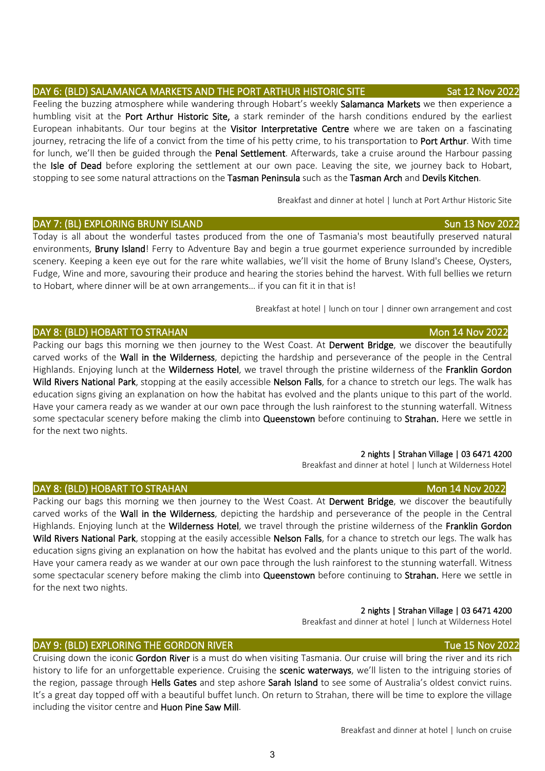## DAY 6: (BLD) SALAMANCA MARKETS AND THE PORT ARTHUR HISTORIC SITE — Sat 12 Nov 2022

Feeling the buzzing atmosphere while wandering through Hobart's weekly **Salamanca Markets** we then experience a humbling visit at the **Port Arthur Historic Site,** a stark reminder of the harsh conditions endured by the earliest European inhabitants. Our tour begins at the **Visitor Interpretative Centre** where we are taken on a fascinating journey, retracing the life of a convict from the time of his petty crime, to his transportation to **Port Arthur**. With time for lunch, we'll then be guided through the **Penal Settlement**. Afterwards, take a cruise around the Harbour passing the **Isle of Dead** before exploring the settlement at our own pace. Leaving the site, we journey back to Hobart, stopping to see some natural attractions on the **Tasman Peninsula** such as the **Tasman Arch** and **Devils Kitchen**.

Breakfast and dinner at hotel | lunch at Port Arthur Historic Site

## DAY 7: (BL) EXPLORING BRUNY ISLAND — Sun 13 Nov 2022

Today is all about the wonderful tastes produced from the one of Tasmania's most beautifully preserved natural environments, **Bruny Island**! Ferry to Adventure Bay and begin a true gourmet experience surrounded by incredible scenery. Keeping a keen eye out for the rare white wallabies, we'll visit the home of Bruny Island's Cheese, Oysters, Fudge, Wine and more, savouring their produce and hearing the stories behind the harvest. With full bellies we return to Hobart, where dinner will be at own arrangements… if you can fit it in that is!

Breakfast at hotel | lunch on tour | dinner own arrangement and cost

## DAY 8: (BLD) HOBART TO STRAHAN — Mon 14 Nov 2022

Packing our bags this morning we then journey to the West Coast. At **Derwent Bridge**, we discover the beautifully carved works of the **Wall in the Wilderness**, depicting the hardship and perseverance of the people in the Central Highlands. Enjoying lunch at the **Wilderness Hotel**, we travel through the pristine wilderness of the **Franklin Gordon Wild Rivers National Park**, stopping at the easily accessible **Nelson Falls**, for a chance to stretch our legs. The walk has education signs giving an explanation on how the habitat has evolved and the plants unique to this part of the world. Have your camera ready as we wander at our own pace through the lush rainforest to the stunning waterfall. Witness some spectacular scenery before making the climb into **Queenstown** before continuing to **Strahan.** Here we settle in for the next two nights.

**2 nights | Strahan Village | 03 6471 4200**
Breakfast and dinner at hotel | lunch at Wilderness Hotel

## DAY 8: (BLD) HOBART TO STRAHAN — Mon 14 Nov 2022

Packing our bags this morning we then journey to the West Coast. At **Derwent Bridge**, we discover the beautifully carved works of the **Wall in the Wilderness**, depicting the hardship and perseverance of the people in the Central Highlands. Enjoying lunch at the **Wilderness Hotel**, we travel through the pristine wilderness of the **Franklin Gordon Wild Rivers National Park**, stopping at the easily accessible **Nelson Falls**, for a chance to stretch our legs. The walk has education signs giving an explanation on how the habitat has evolved and the plants unique to this part of the world. Have your camera ready as we wander at our own pace through the lush rainforest to the stunning waterfall. Witness some spectacular scenery before making the climb into **Queenstown** before continuing to **Strahan.** Here we settle in for the next two nights.

**2 nights | Strahan Village | 03 6471 4200**
Breakfast and dinner at hotel | lunch at Wilderness Hotel

## DAY 9: (BLD) EXPLORING THE GORDON RIVER — Tue 15 Nov 2022

Cruising down the iconic **Gordon River** is a must do when visiting Tasmania. Our cruise will bring the river and its rich history to life for an unforgettable experience. Cruising the **scenic waterways**, we'll listen to the intriguing stories of the region, passage through **Hells Gates** and step ashore **Sarah Island** to see some of Australia's oldest convict ruins. It's a great day topped off with a beautiful buffet lunch. On return to Strahan, there will be time to explore the village including the visitor centre and **Huon Pine Saw Mill**.

Breakfast and dinner at hotel | lunch on cruise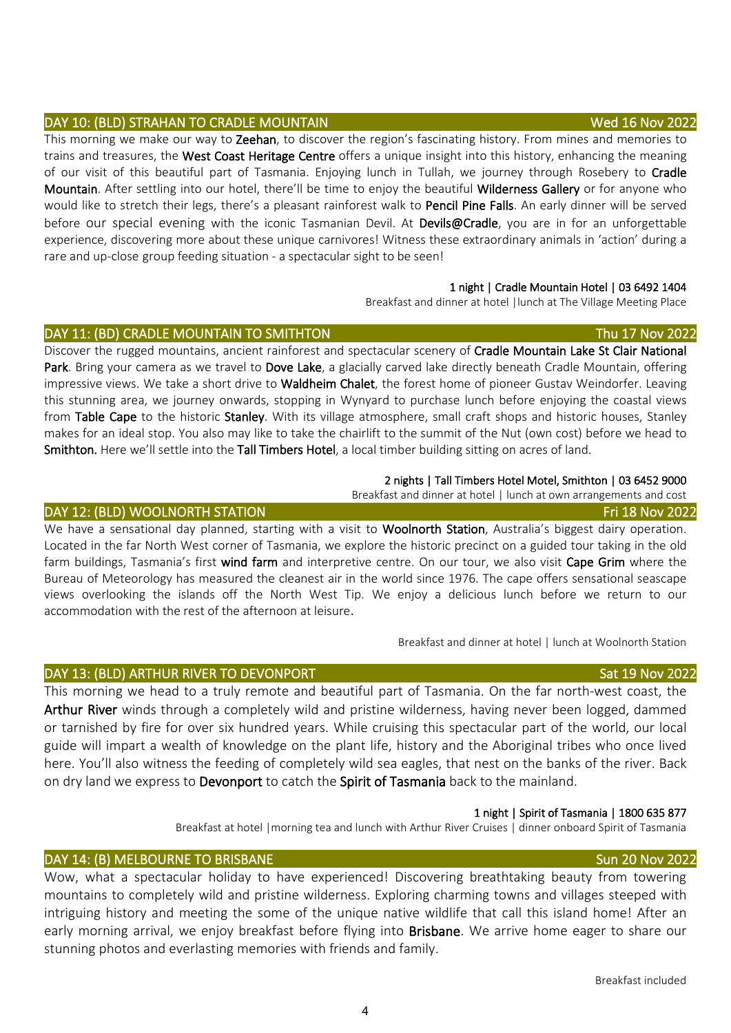## DAY 10: (BLD) STRAHAN TO CRADLE MOUNTAIN — Wed 16 Nov 2022

This morning we make our way to **Zeehan**, to discover the region's fascinating history. From mines and memories to trains and treasures, the **West Coast Heritage Centre** offers a unique insight into this history, enhancing the meaning of our visit of this beautiful part of Tasmania. Enjoying lunch in Tullah, we journey through Rosebery to **Cradle Mountain**. After settling into our hotel, there'll be time to enjoy the beautiful **Wilderness Gallery** or for anyone who would like to stretch their legs, there's a pleasant rainforest walk to **Pencil Pine Falls**. An early dinner will be served before our special evening with the iconic Tasmanian Devil. At **Devils@Cradle**, you are in for an unforgettable experience, discovering more about these unique carnivores! Witness these extraordinary animals in 'action' during a rare and up-close group feeding situation - a spectacular sight to be seen!

**1 night | Cradle Mountain Hotel | 03 6492 1404**

Breakfast and dinner at hotel | lunch at The Village Meeting Place

## DAY 11: (BD) CRADLE MOUNTAIN TO SMITHTON — Thu 17 Nov 2022

Discover the rugged mountains, ancient rainforest and spectacular scenery of **Cradle Mountain Lake St Clair National Park**. Bring your camera as we travel to **Dove Lake**, a glacially carved lake directly beneath Cradle Mountain, offering impressive views. We take a short drive to **Waldheim Chalet**, the forest home of pioneer Gustav Weindorfer. Leaving this stunning area, we journey onwards, stopping in Wynyard to purchase lunch before enjoying the coastal views from **Table Cape** to the historic **Stanley**. With its village atmosphere, small craft shops and historic houses, Stanley makes for an ideal stop. You also may like to take the chairlift to the summit of the Nut (own cost) before we head to **Smithton.** Here we'll settle into the **Tall Timbers Hotel**, a local timber building sitting on acres of land.

**2 nights | Tall Timbers Hotel Motel, Smithton | 03 6452 9000**

Breakfast and dinner at hotel | lunch at own arrangements and cost

## DAY 12: (BLD) WOOLNORTH STATION — Fri 18 Nov 2022

We have a sensational day planned, starting with a visit to **Woolnorth Station**, Australia's biggest dairy operation. Located in the far North West corner of Tasmania, we explore the historic precinct on a guided tour taking in the old farm buildings, Tasmania's first **wind farm** and interpretive centre. On our tour, we also visit **Cape Grim** where the Bureau of Meteorology has measured the cleanest air in the world since 1976. The cape offers sensational seascape views overlooking the islands off the North West Tip. We enjoy a delicious lunch before we return to our accommodation with the rest of the afternoon at leisure.

Breakfast and dinner at hotel | lunch at Woolnorth Station

## DAY 13: (BLD) ARTHUR RIVER TO DEVONPORT — Sat 19 Nov 2022

This morning we head to a truly remote and beautiful part of Tasmania. On the far north-west coast, the **Arthur River** winds through a completely wild and pristine wilderness, having never been logged, dammed or tarnished by fire for over six hundred years. While cruising this spectacular part of the world, our local guide will impart a wealth of knowledge on the plant life, history and the Aboriginal tribes who once lived here. You'll also witness the feeding of completely wild sea eagles, that nest on the banks of the river. Back on dry land we express to **Devonport** to catch the **Spirit of Tasmania** back to the mainland.

**1 night | Spirit of Tasmania | 1800 635 877**

Breakfast at hotel | morning tea and lunch with Arthur River Cruises | dinner onboard Spirit of Tasmania

## DAY 14: (B) MELBOURNE TO BRISBANE — Sun 20 Nov 2022

Wow, what a spectacular holiday to have experienced! Discovering breathtaking beauty from towering mountains to completely wild and pristine wilderness. Exploring charming towns and villages steeped with intriguing history and meeting the some of the unique native wildlife that call this island home! After an early morning arrival, we enjoy breakfast before flying into **Brisbane**. We arrive home eager to share our stunning photos and everlasting memories with friends and family.

Breakfast included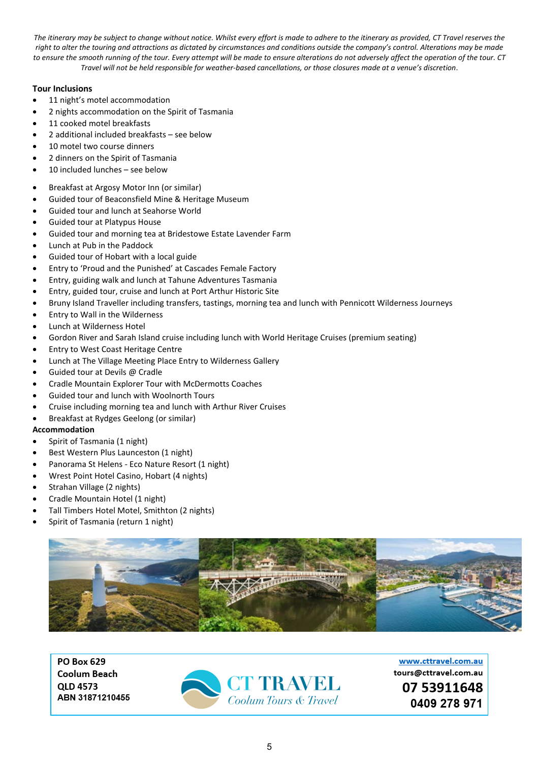*The itinerary may be subject to change without notice. Whilst every effort is made to adhere to the itinerary as provided, CT Travel reserves the right to alter the touring and attractions as dictated by circumstances and conditions outside the company's control. Alterations may be made to ensure the smooth running of the tour. Every attempt will be made to ensure alterations do not adversely affect the operation of the tour. CT Travel will not be held responsible for weather-based cancellations, or those closures made at a venue's discretion.*

**Tour Inclusions**

- 11 night's motel accommodation
- 2 nights accommodation on the Spirit of Tasmania
- 11 cooked motel breakfasts
- 2 additional included breakfasts – see below
- 10 motel two course dinners
- 2 dinners on the Spirit of Tasmania
- 10 included lunches – see below

- Breakfast at Argosy Motor Inn (or similar)
- Guided tour of Beaconsfield Mine & Heritage Museum
- Guided tour and lunch at Seahorse World
- Guided tour at Platypus House
- Guided tour and morning tea at Bridestowe Estate Lavender Farm
- Lunch at Pub in the Paddock
- Guided tour of Hobart with a local guide
- Entry to 'Proud and the Punished' at Cascades Female Factory
- Entry, guiding walk and lunch at Tahune Adventures Tasmania
- Entry, guided tour, cruise and lunch at Port Arthur Historic Site
- Bruny Island Traveller including transfers, tastings, morning tea and lunch with Pennicott Wilderness Journeys
- Entry to Wall in the Wilderness
- Lunch at Wilderness Hotel
- Gordon River and Sarah Island cruise including lunch with World Heritage Cruises (premium seating)
- Entry to West Coast Heritage Centre
- Lunch at The Village Meeting Place Entry to Wilderness Gallery
- Guided tour at Devils @ Cradle
- Cradle Mountain Explorer Tour with McDermotts Coaches
- Guided tour and lunch with Woolnorth Tours
- Cruise including morning tea and lunch with Arthur River Cruises
- Breakfast at Rydges Geelong (or similar)

**Accommodation**

- Spirit of Tasmania (1 night)
- Best Western Plus Launceston (1 night)
- Panorama St Helens - Eco Nature Resort (1 night)
- Wrest Point Hotel Casino, Hobart (4 nights)
- Strahan Village (2 nights)
- Cradle Mountain Hotel (1 night)
- Tall Timbers Hotel Motel, Smithton (2 nights)
- Spirit of Tasmania (return 1 night)

**PO Box 629**
**Coolum Beach**
**QLD 4573**
**ABN 31871210455**

CT TRAVEL
*Coolum Tours & Travel*

www.cttravel.com.au
tours@cttravel.com.au
**07 53911648**
**0409 278 971**